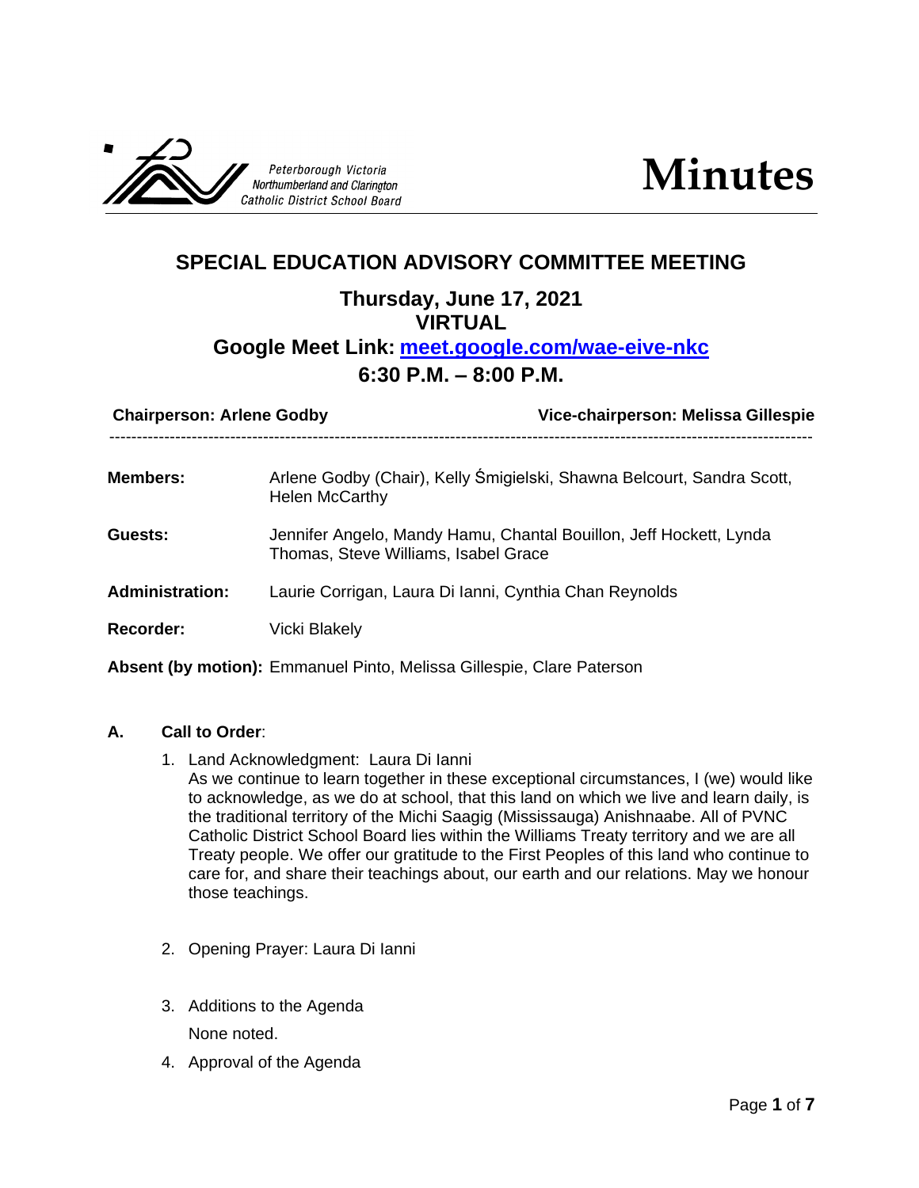Peterborough Victoria Northumberland and Clarington Catholic District School Board

# Minutes

## SPECIAL EDUCATION ADVISORY COMMITTEE MEETING

### Thursday, June 17, 2021
### VIRTUAL
### Google Meet Link: [meet.google.com/wae-eive-nkc](meet.google.com/wae-eive-nkc)
### 6:30 P.M. – 8:00 P.M.

**Chairperson: Arlene Godby** **Vice-chairperson: Melissa Gillespie**

---

**Members:** Arlene Godby (Chair), Kelly Śmigielski, Shawna Belcourt, Sandra Scott, Helen McCarthy

**Guests:** Jennifer Angelo, Mandy Hamu, Chantal Bouillon, Jeff Hockett, Lynda Thomas, Steve Williams, Isabel Grace

**Administration:** Laurie Corrigan, Laura Di Ianni, Cynthia Chan Reynolds

**Recorder:** Vicki Blakely

**Absent (by motion):** Emmanuel Pinto, Melissa Gillespie, Clare Paterson

**A. Call to Order**:

1. Land Acknowledgment: Laura Di Ianni
   As we continue to learn together in these exceptional circumstances, I (we) would like to acknowledge, as we do at school, that this land on which we live and learn daily, is the traditional territory of the Michi Saagig (Mississauga) Anishnaabe. All of PVNC Catholic District School Board lies within the Williams Treaty territory and we are all Treaty people. We offer our gratitude to the First Peoples of this land who continue to care for, and share their teachings about, our earth and our relations. May we honour those teachings.

2. Opening Prayer: Laura Di Ianni

3. Additions to the Agenda
   None noted.

4. Approval of the Agenda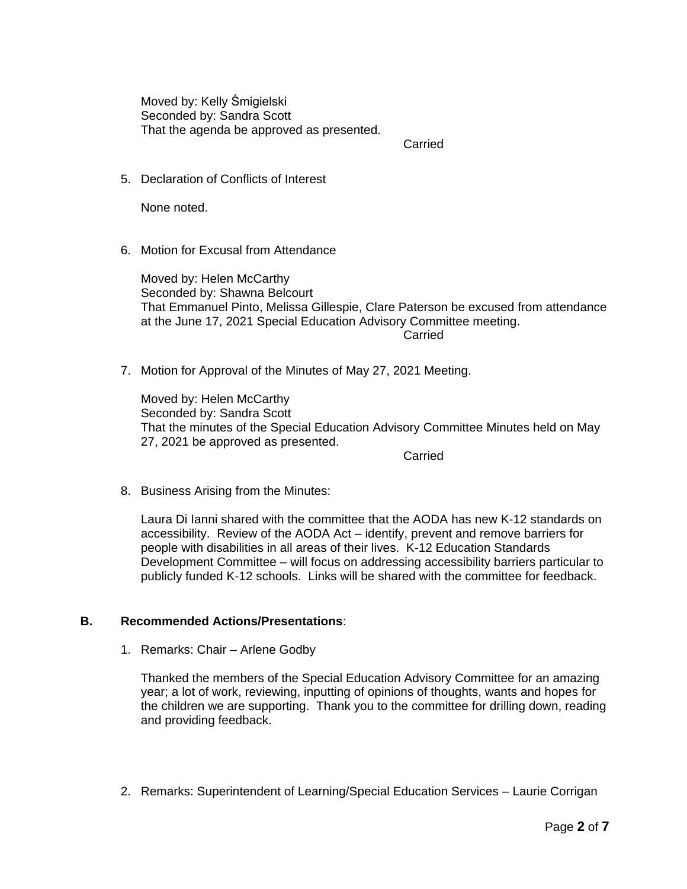Moved by: Kelly Śmigielski
Seconded by: Sandra Scott
That the agenda be approved as presented.

Carried

5. Declaration of Conflicts of Interest

   None noted.

6. Motion for Excusal from Attendance

   Moved by: Helen McCarthy
   Seconded by: Shawna Belcourt
   That Emmanuel Pinto, Melissa Gillespie, Clare Paterson be excused from attendance at the June 17, 2021 Special Education Advisory Committee meeting.

   Carried

7. Motion for Approval of the Minutes of May 27, 2021 Meeting.

   Moved by: Helen McCarthy
   Seconded by: Sandra Scott
   That the minutes of the Special Education Advisory Committee Minutes held on May 27, 2021 be approved as presented.

   Carried

8. Business Arising from the Minutes:

   Laura Di Ianni shared with the committee that the AODA has new K-12 standards on accessibility. Review of the AODA Act – identify, prevent and remove barriers for people with disabilities in all areas of their lives. K-12 Education Standards Development Committee – will focus on addressing accessibility barriers particular to publicly funded K-12 schools. Links will be shared with the committee for feedback.

**B. Recommended Actions/Presentations**:

1. Remarks: Chair – Arlene Godby

   Thanked the members of the Special Education Advisory Committee for an amazing year; a lot of work, reviewing, inputting of opinions of thoughts, wants and hopes for the children we are supporting. Thank you to the committee for drilling down, reading and providing feedback.

2. Remarks: Superintendent of Learning/Special Education Services – Laurie Corrigan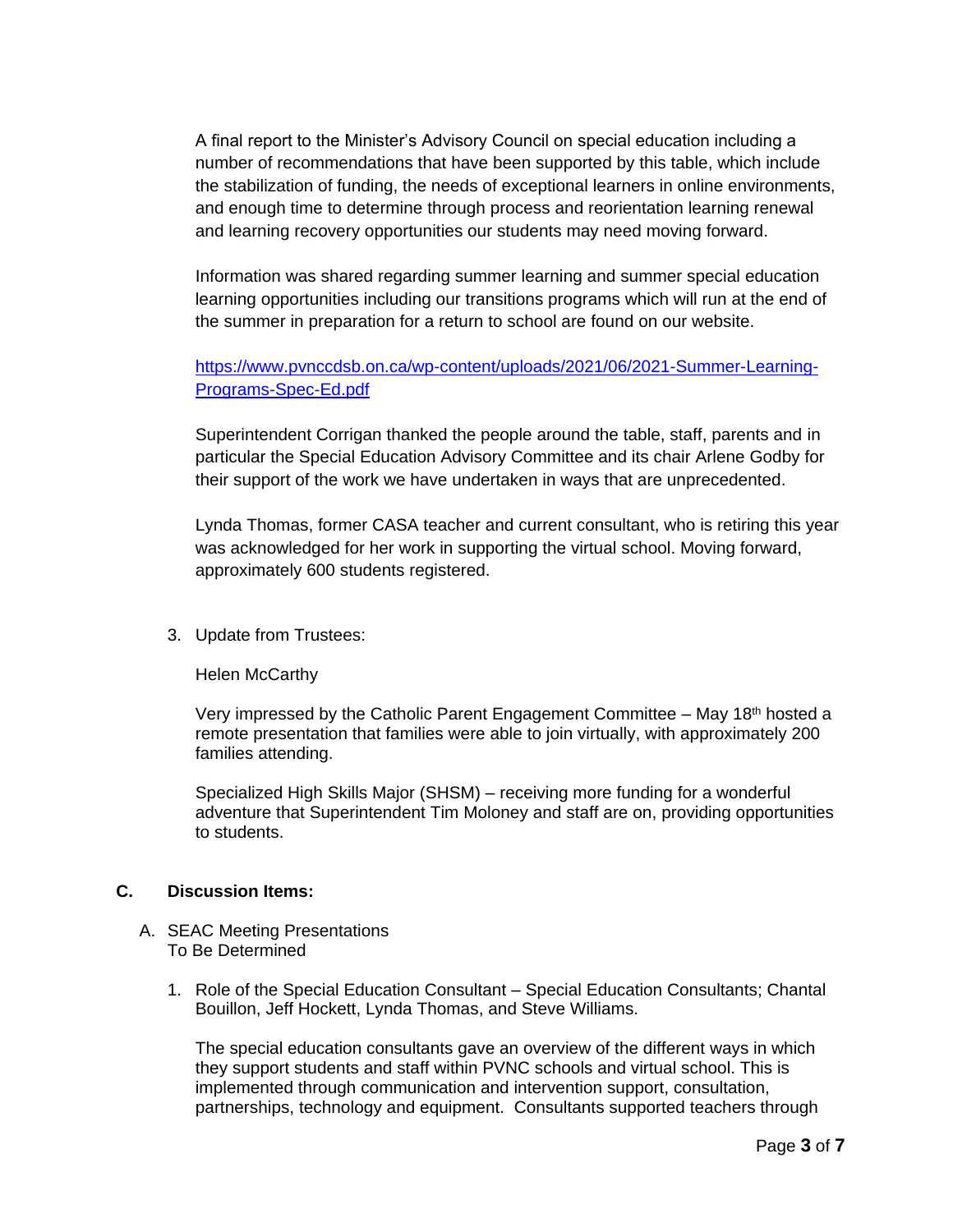A final report to the Minister's Advisory Council on special education including a number of recommendations that have been supported by this table, which include the stabilization of funding, the needs of exceptional learners in online environments, and enough time to determine through process and reorientation learning renewal and learning recovery opportunities our students may need moving forward.

Information was shared regarding summer learning and summer special education learning opportunities including our transitions programs which will run at the end of the summer in preparation for a return to school are found on our website.

[https://www.pvnccdsb.on.ca/wp-content/uploads/2021/06/2021-Summer-Learning-Programs-Spec-Ed.pdf](https://www.pvnccdsb.on.ca/wp-content/uploads/2021/06/2021-Summer-Learning-Programs-Spec-Ed.pdf)

Superintendent Corrigan thanked the people around the table, staff, parents and in particular the Special Education Advisory Committee and its chair Arlene Godby for their support of the work we have undertaken in ways that are unprecedented.

Lynda Thomas, former CASA teacher and current consultant, who is retiring this year was acknowledged for her work in supporting the virtual school. Moving forward, approximately 600 students registered.

3. Update from Trustees:

   Helen McCarthy

   Very impressed by the Catholic Parent Engagement Committee – May 18th hosted a remote presentation that families were able to join virtually, with approximately 200 families attending.

   Specialized High Skills Major (SHSM) – receiving more funding for a wonderful adventure that Superintendent Tim Moloney and staff are on, providing opportunities to students.

## C. Discussion Items:

A. SEAC Meeting Presentations
   To Be Determined

   1. Role of the Special Education Consultant – Special Education Consultants; Chantal Bouillon, Jeff Hockett, Lynda Thomas, and Steve Williams.

      The special education consultants gave an overview of the different ways in which they support students and staff within PVNC schools and virtual school. This is implemented through communication and intervention support, consultation, partnerships, technology and equipment. Consultants supported teachers through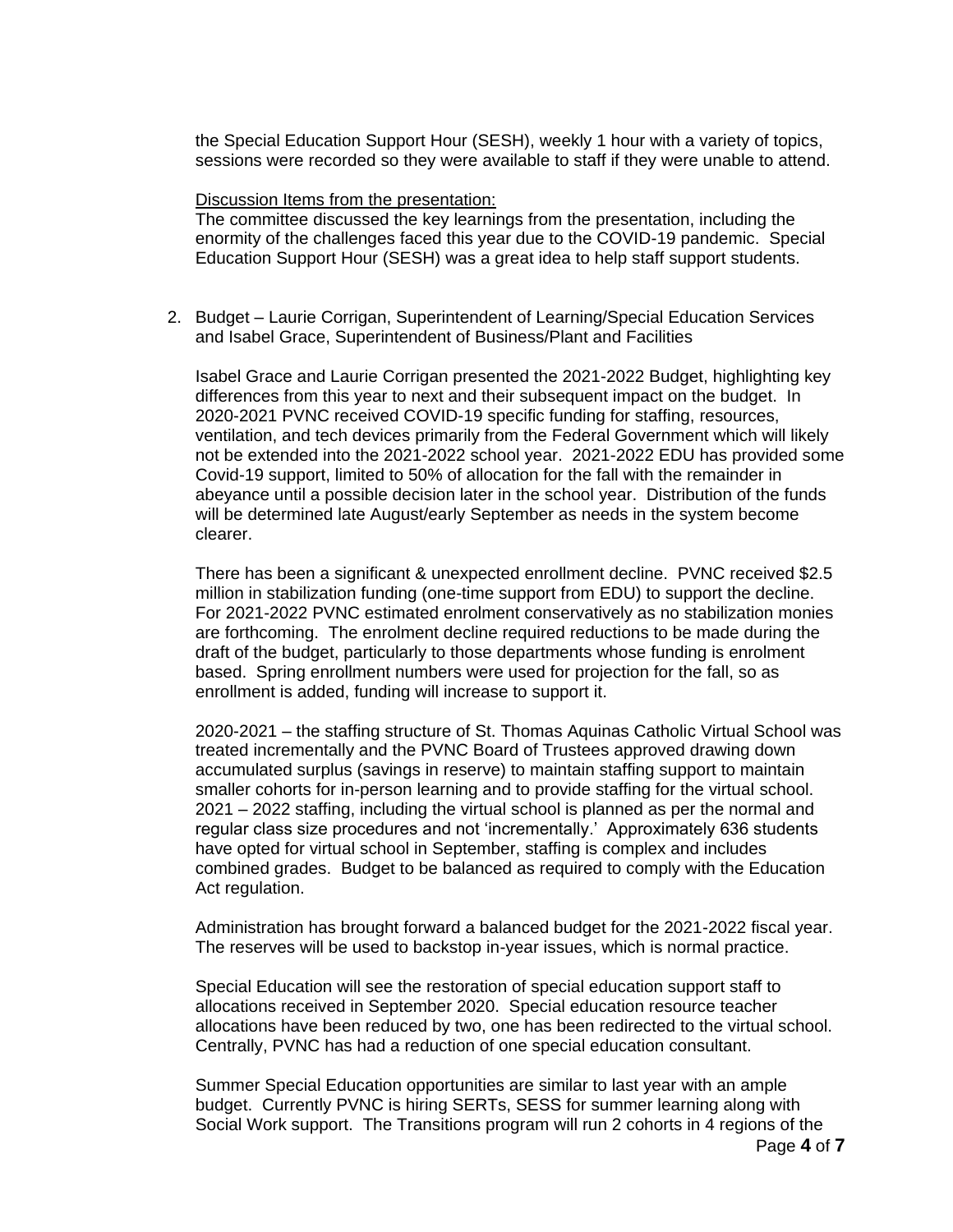the Special Education Support Hour (SESH), weekly 1 hour with a variety of topics, sessions were recorded so they were available to staff if they were unable to attend.

Discussion Items from the presentation:
The committee discussed the key learnings from the presentation, including the enormity of the challenges faced this year due to the COVID-19 pandemic. Special Education Support Hour (SESH) was a great idea to help staff support students.

2. Budget – Laurie Corrigan, Superintendent of Learning/Special Education Services and Isabel Grace, Superintendent of Business/Plant and Facilities

   Isabel Grace and Laurie Corrigan presented the 2021-2022 Budget, highlighting key differences from this year to next and their subsequent impact on the budget. In 2020-2021 PVNC received COVID-19 specific funding for staffing, resources, ventilation, and tech devices primarily from the Federal Government which will likely not be extended into the 2021-2022 school year. 2021-2022 EDU has provided some Covid-19 support, limited to 50% of allocation for the fall with the remainder in abeyance until a possible decision later in the school year. Distribution of the funds will be determined late August/early September as needs in the system become clearer.

   There has been a significant & unexpected enrollment decline. PVNC received $2.5 million in stabilization funding (one-time support from EDU) to support the decline. For 2021-2022 PVNC estimated enrolment conservatively as no stabilization monies are forthcoming. The enrolment decline required reductions to be made during the draft of the budget, particularly to those departments whose funding is enrolment based. Spring enrollment numbers were used for projection for the fall, so as enrollment is added, funding will increase to support it.

   2020-2021 – the staffing structure of St. Thomas Aquinas Catholic Virtual School was treated incrementally and the PVNC Board of Trustees approved drawing down accumulated surplus (savings in reserve) to maintain staffing support to maintain smaller cohorts for in-person learning and to provide staffing for the virtual school. 2021 – 2022 staffing, including the virtual school is planned as per the normal and regular class size procedures and not 'incrementally.' Approximately 636 students have opted for virtual school in September, staffing is complex and includes combined grades. Budget to be balanced as required to comply with the Education Act regulation.

   Administration has brought forward a balanced budget for the 2021-2022 fiscal year. The reserves will be used to backstop in-year issues, which is normal practice.

   Special Education will see the restoration of special education support staff to allocations received in September 2020. Special education resource teacher allocations have been reduced by two, one has been redirected to the virtual school. Centrally, PVNC has had a reduction of one special education consultant.

   Summer Special Education opportunities are similar to last year with an ample budget. Currently PVNC is hiring SERTs, SESS for summer learning along with Social Work support. The Transitions program will run 2 cohorts in 4 regions of the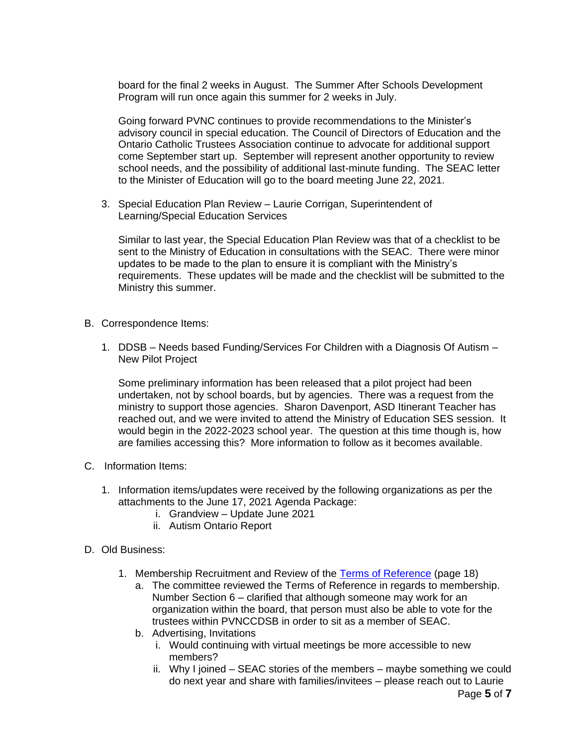board for the final 2 weeks in August. The Summer After Schools Development Program will run once again this summer for 2 weeks in July.

Going forward PVNC continues to provide recommendations to the Minister's advisory council in special education. The Council of Directors of Education and the Ontario Catholic Trustees Association continue to advocate for additional support come September start up. September will represent another opportunity to review school needs, and the possibility of additional last-minute funding. The SEAC letter to the Minister of Education will go to the board meeting June 22, 2021.

3. Special Education Plan Review – Laurie Corrigan, Superintendent of Learning/Special Education Services

   Similar to last year, the Special Education Plan Review was that of a checklist to be sent to the Ministry of Education in consultations with the SEAC. There were minor updates to be made to the plan to ensure it is compliant with the Ministry's requirements. These updates will be made and the checklist will be submitted to the Ministry this summer.

B. Correspondence Items:

1. DDSB – Needs based Funding/Services For Children with a Diagnosis Of Autism – New Pilot Project

   Some preliminary information has been released that a pilot project had been undertaken, not by school boards, but by agencies. There was a request from the ministry to support those agencies. Sharon Davenport, ASD Itinerant Teacher has reached out, and we were invited to attend the Ministry of Education SES session. It would begin in the 2022-2023 school year. The question at this time though is, how are families accessing this? More information to follow as it becomes available.

C. Information Items:

1. Information items/updates were received by the following organizations as per the attachments to the June 17, 2021 Agenda Package:
   i. Grandview – Update June 2021
   ii. Autism Ontario Report

D. Old Business:

1. Membership Recruitment and Review of the [Terms of Reference](#) (page 18)
   a. The committee reviewed the Terms of Reference in regards to membership. Number Section 6 – clarified that although someone may work for an organization within the board, that person must also be able to vote for the trustees within PVNCCDSB in order to sit as a member of SEAC.
   b. Advertising, Invitations
      i. Would continuing with virtual meetings be more accessible to new members?
      ii. Why I joined – SEAC stories of the members – maybe something we could do next year and share with families/invitees – please reach out to Laurie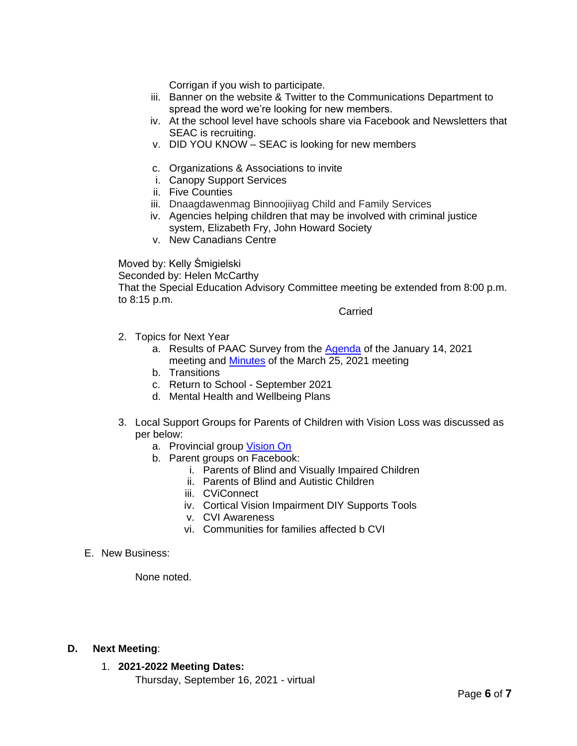Corrigan if you wish to participate.

iii. Banner on the website & Twitter to the Communications Department to spread the word we're looking for new members.

iv. At the school level have schools share via Facebook and Newsletters that SEAC is recruiting.

v. DID YOU KNOW – SEAC is looking for new members

c. Organizations & Associations to invite

i. Canopy Support Services

ii. Five Counties

iii. Dnaagdawenmag Binnoojiiyag Child and Family Services

iv. Agencies helping children that may be involved with criminal justice system, Elizabeth Fry, John Howard Society

v. New Canadians Centre

Moved by: Kelly Śmigielski
Seconded by: Helen McCarthy
That the Special Education Advisory Committee meeting be extended from 8:00 p.m. to 8:15 p.m.

Carried

2. Topics for Next Year
   a. Results of PAAC Survey from the Agenda of the January 14, 2021 meeting and Minutes of the March 25, 2021 meeting
   b. Transitions
   c. Return to School - September 2021
   d. Mental Health and Wellbeing Plans

3. Local Support Groups for Parents of Children with Vision Loss was discussed as per below:
   a. Provincial group Vision On
   b. Parent groups on Facebook:
      i. Parents of Blind and Visually Impaired Children
      ii. Parents of Blind and Autistic Children
      iii. CViConnect
      iv. Cortical Vision Impairment DIY Supports Tools
      v. CVI Awareness
      vi. Communities for families affected b CVI

E. New Business:

None noted.

**D. Next Meeting**:

1. **2021-2022 Meeting Dates:**
   Thursday, September 16, 2021 - virtual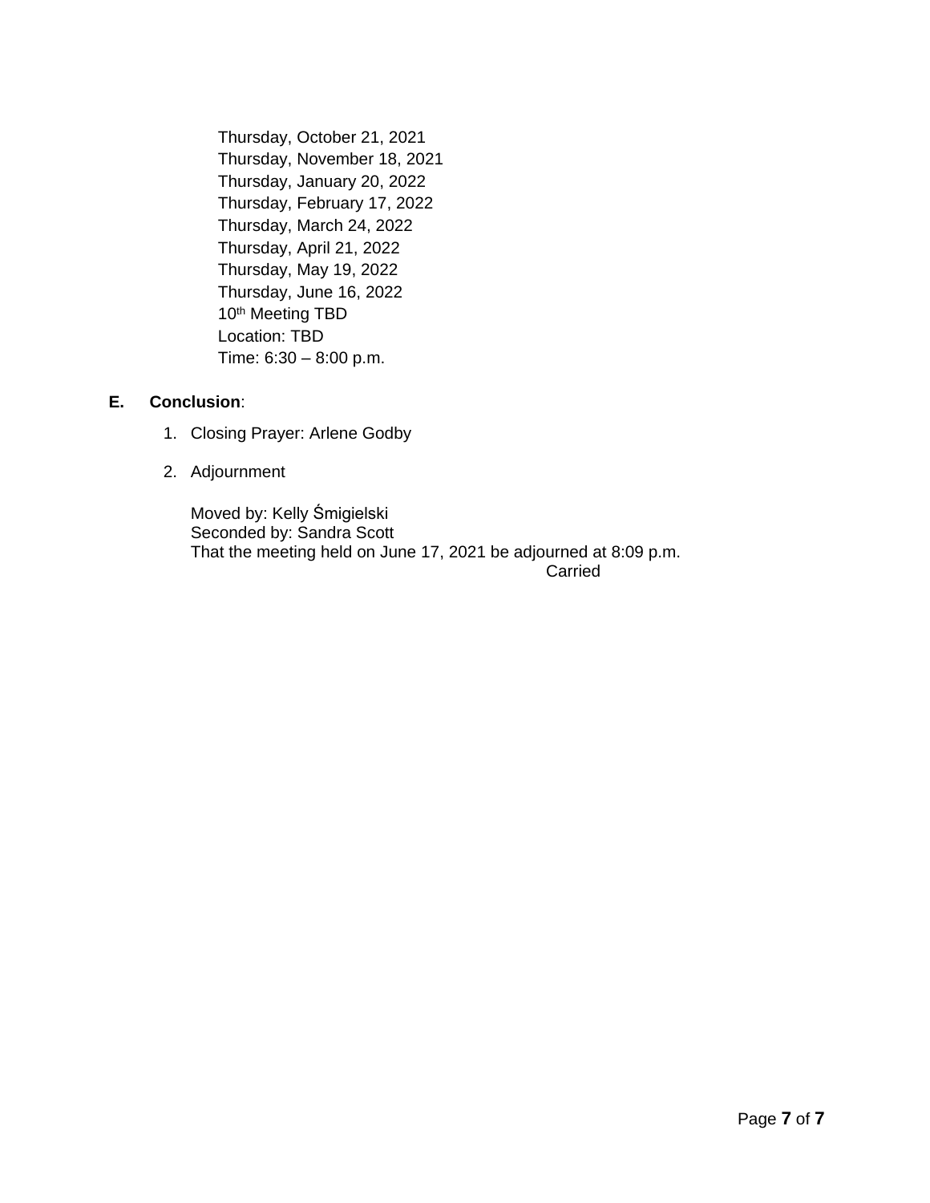Thursday, October 21, 2021
Thursday, November 18, 2021
Thursday, January 20, 2022
Thursday, February 17, 2022
Thursday, March 24, 2022
Thursday, April 21, 2022
Thursday, May 19, 2022
Thursday, June 16, 2022
10th Meeting TBD
Location: TBD
Time: 6:30 – 8:00 p.m.

**E. Conclusion**:

1. Closing Prayer: Arlene Godby

2. Adjournment

   Moved by: Kelly Śmigielski
   Seconded by: Sandra Scott
   That the meeting held on June 17, 2021 be adjourned at 8:09 p.m.
   Carried